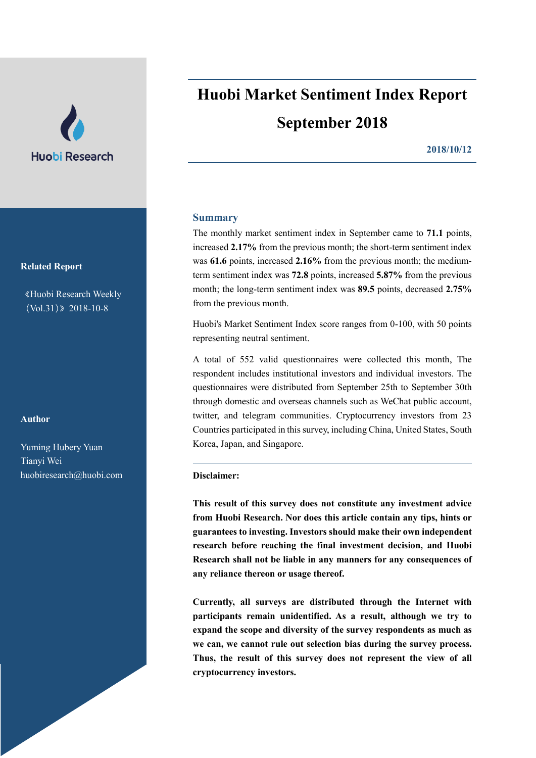Huobi Research

# Huobi Market Sentiment Index Report September 2018

**2018/10/12**

**Related Report**

《Huobi Research Weekly (Vol.31)》 2018-10-8

**Author**

Yuming Hubery Yuan
Tianyi Wei
huobiresearch@huobi.com

## Summary

The monthly market sentiment index in September came to **71.1** points, increased **2.17%** from the previous month; the short-term sentiment index was **61.6** points, increased **2.16%** from the previous month; the medium-term sentiment index was **72.8** points, increased **5.87%** from the previous month; the long-term sentiment index was **89.5** points, decreased **2.75%** from the previous month.

Huobi's Market Sentiment Index score ranges from 0-100, with 50 points representing neutral sentiment.

A total of 552 valid questionnaires were collected this month, The respondent includes institutional investors and individual investors. The questionnaires were distributed from September 25th to September 30th through domestic and overseas channels such as WeChat public account, twitter, and telegram communities. Cryptocurrency investors from 23 Countries participated in this survey, including China, United States, South Korea, Japan, and Singapore.

---

**Disclaimer:**

**This result of this survey does not constitute any investment advice from Huobi Research. Nor does this article contain any tips, hints or guarantees to investing. Investors should make their own independent research before reaching the final investment decision, and Huobi Research shall not be liable in any manners for any consequences of any reliance thereon or usage thereof.**

**Currently, all surveys are distributed through the Internet with participants remain unidentified. As a result, although we try to expand the scope and diversity of the survey respondents as much as we can, we cannot rule out selection bias during the survey process. Thus, the result of this survey does not represent the view of all cryptocurrency investors.**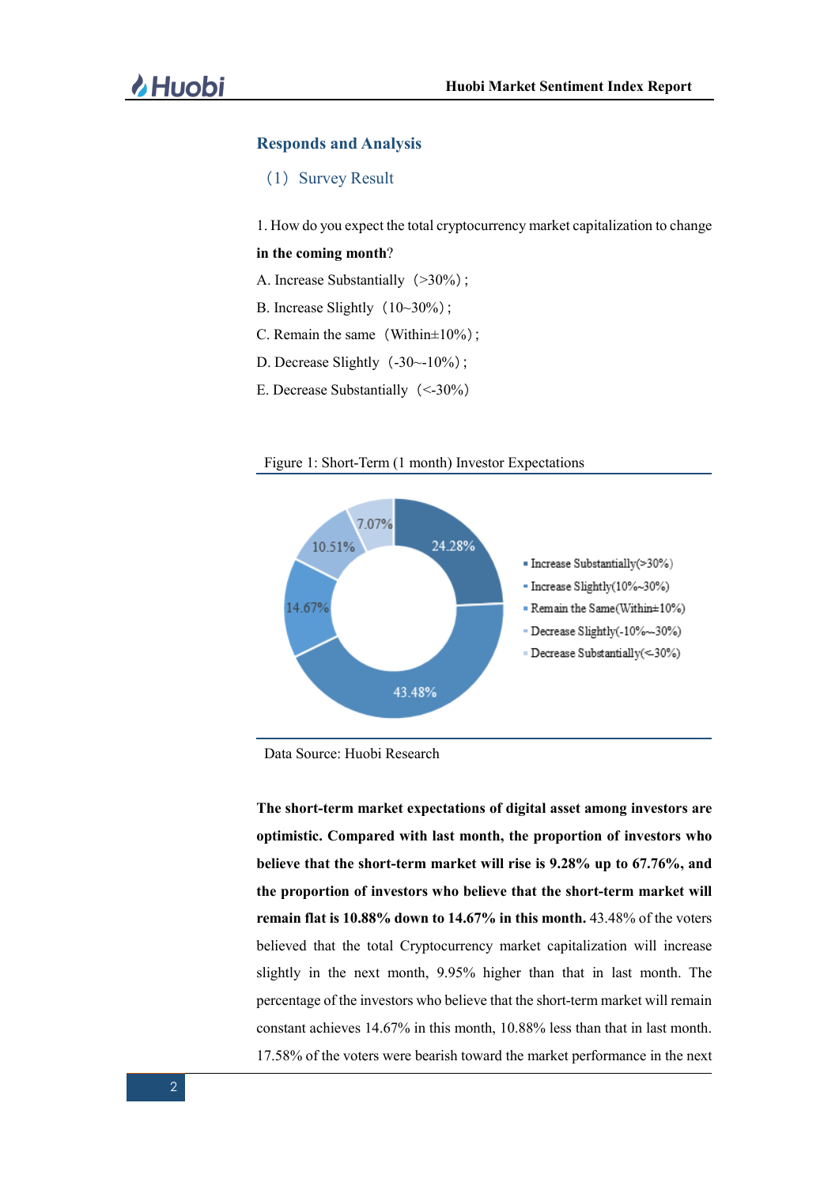## Responds and Analysis

### （1）Survey Result

1. How do you expect the total cryptocurrency market capitalization to change **in the coming month**?

A. Increase Substantially（>30%）;

B. Increase Slightly（10~30%）;

C. Remain the same（Within±10%）;

D. Decrease Slightly（-30~-10%）;

E. Decrease Substantially（<-30%）

Figure 1: Short-Term (1 month) Investor Expectations

| Response | Share |
|---|---|
| Increase Substantially(>30%) | 24.28% |
| Increase Slightly(10%~30%) | 43.48% |
| Remain the Same(Within±10%) | 14.67% |
| Decrease Slightly(-10%~-30%) | 10.51% |
| Decrease Substantially(<-30%) | 7.07% |

Data Source: Huobi Research

**The short-term market expectations of digital asset among investors are optimistic. Compared with last month, the proportion of investors who believe that the short-term market will rise is 9.28% up to 67.76%, and the proportion of investors who believe that the short-term market will remain flat is 10.88% down to 14.67% in this month.** 43.48% of the voters believed that the total Cryptocurrency market capitalization will increase slightly in the next month, 9.95% higher than that in last month. The percentage of the investors who believe that the short-term market will remain constant achieves 14.67% in this month, 10.88% less than that in last month. 17.58% of the voters were bearish toward the market performance in the next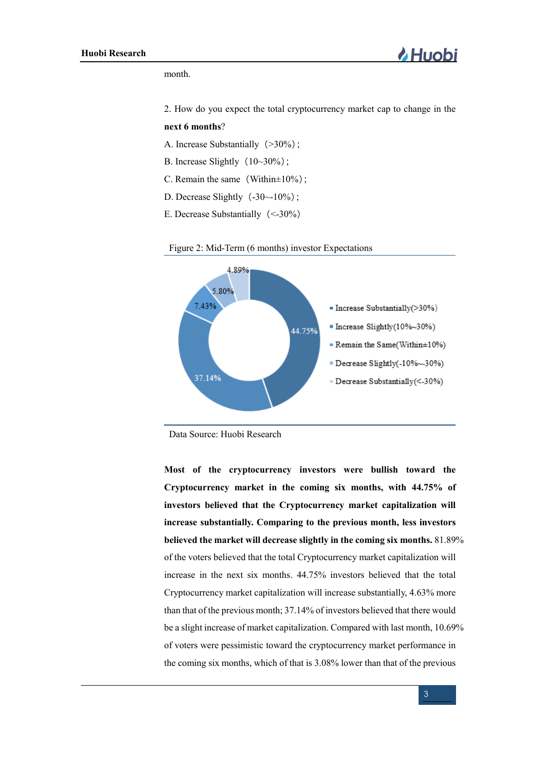month.

2. How do you expect the total cryptocurrency market cap to change in the **next 6 months**?

A. Increase Substantially（>30%）;

B. Increase Slightly（10~30%）;

C. Remain the same（Within±10%）;

D. Decrease Slightly（-30~-10%）;

E. Decrease Substantially（<-30%）

Figure 2: Mid-Term (6 months) investor Expectations

| Expectation | Share |
|---|---|
| Increase Substantially(>30%) | 44.75% |
| Increase Slightly(10%~30%) | 37.14% |
| Remain the Same(Within±10%) | 7.43% |
| Decrease Slightly(-10%~-30%) | 5.80% |
| Decrease Substantially(<-30%) | 4.89% |

Data Source: Huobi Research

**Most of the cryptocurrency investors were bullish toward the Cryptocurrency market in the coming six months, with 44.75% of investors believed that the Cryptocurrency market capitalization will increase substantially. Comparing to the previous month, less investors believed the market will decrease slightly in the coming six months.** 81.89% of the voters believed that the total Cryptocurrency market capitalization will increase in the next six months. 44.75% investors believed that the total Cryptocurrency market capitalization will increase substantially, 4.63% more than that of the previous month; 37.14% of investors believed that there would be a slight increase of market capitalization. Compared with last month, 10.69% of voters were pessimistic toward the cryptocurrency market performance in the coming six months, which of that is 3.08% lower than that of the previous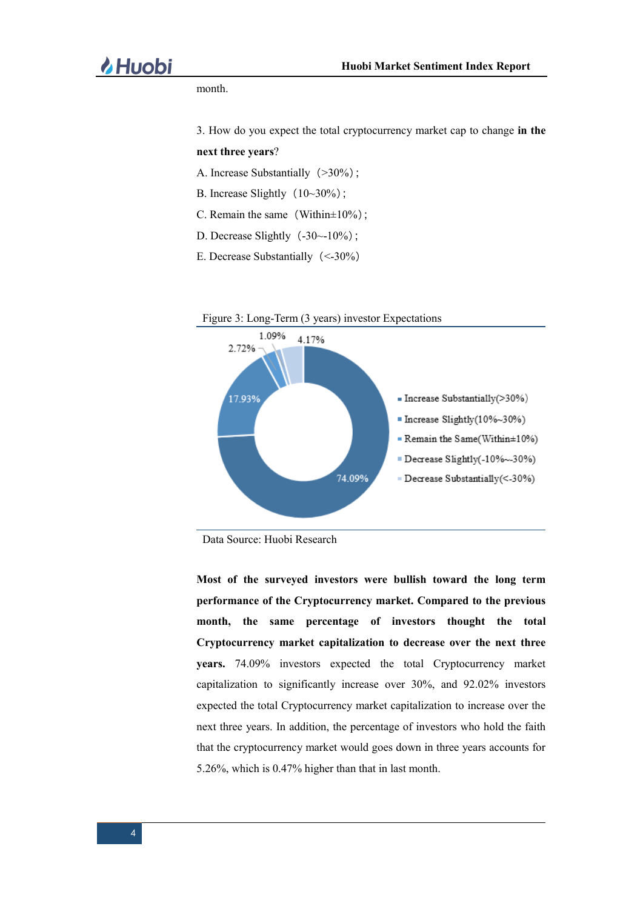month.

3. How do you expect the total cryptocurrency market cap to change **in the next three years**?

A. Increase Substantially（>30%）;

B. Increase Slightly（10~30%）;

C. Remain the same（Within±10%）;

D. Decrease Slightly（-30~-10%）;

E. Decrease Substantially（<-30%）

Figure 3: Long-Term (3 years) investor Expectations

| Category | Percentage |
|---|---|
| Increase Substantially(>30%) | 74.09% |
| Increase Slightly(10%~30%) | 17.93% |
| Remain the Same(Within±10%) | 2.72% |
| Decrease Slightly(-10%~-30%) | 1.09% |
| Decrease Substantially(<-30%) | 4.17% |

Data Source: Huobi Research

**Most of the surveyed investors were bullish toward the long term performance of the Cryptocurrency market. Compared to the previous month, the same percentage of investors thought the total Cryptocurrency market capitalization to decrease over the next three years.** 74.09% investors expected the total Cryptocurrency market capitalization to significantly increase over 30%, and 92.02% investors expected the total Cryptocurrency market capitalization to increase over the next three years. In addition, the percentage of investors who hold the faith that the cryptocurrency market would goes down in three years accounts for 5.26%, which is 0.47% higher than that in last month.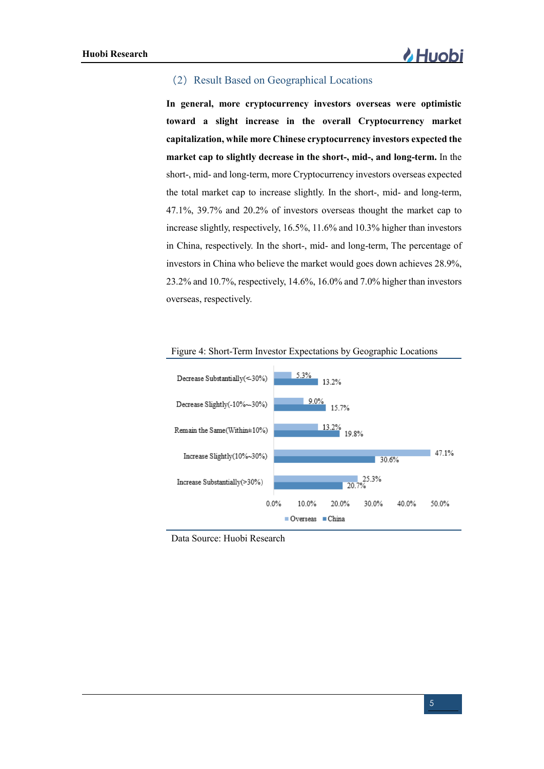### (2) Result Based on Geographical Locations

**In general, more cryptocurrency investors overseas were optimistic toward a slight increase in the overall Cryptocurrency market capitalization, while more Chinese cryptocurrency investors expected the market cap to slightly decrease in the short-, mid-, and long-term.** In the short-, mid- and long-term, more Cryptocurrency investors overseas expected the total market cap to increase slightly. In the short-, mid- and long-term, 47.1%, 39.7% and 20.2% of investors overseas thought the market cap to increase slightly, respectively, 16.5%, 11.6% and 10.3% higher than investors in China, respectively. In the short-, mid- and long-term, The percentage of investors in China who believe the market would goes down achieves 28.9%, 23.2% and 10.7%, respectively, 14.6%, 16.0% and 7.0% higher than investors overseas, respectively.

Figure 4: Short-Term Investor Expectations by Geographic Locations

| | Overseas | China |
|---|---|---|
| Decrease Substantially(<-30%) | 5.3% | 13.2% |
| Decrease Slightly(-10%~-30%) | 9.0% | 15.7% |
| Remain the Same(Within±10%) | 13.2% | 19.8% |
| Increase Slightly(10%~30%) | 47.1% | 30.6% |
| Increase Substantially(>30%) | 25.3% | 20.7% |

Data Source: Huobi Research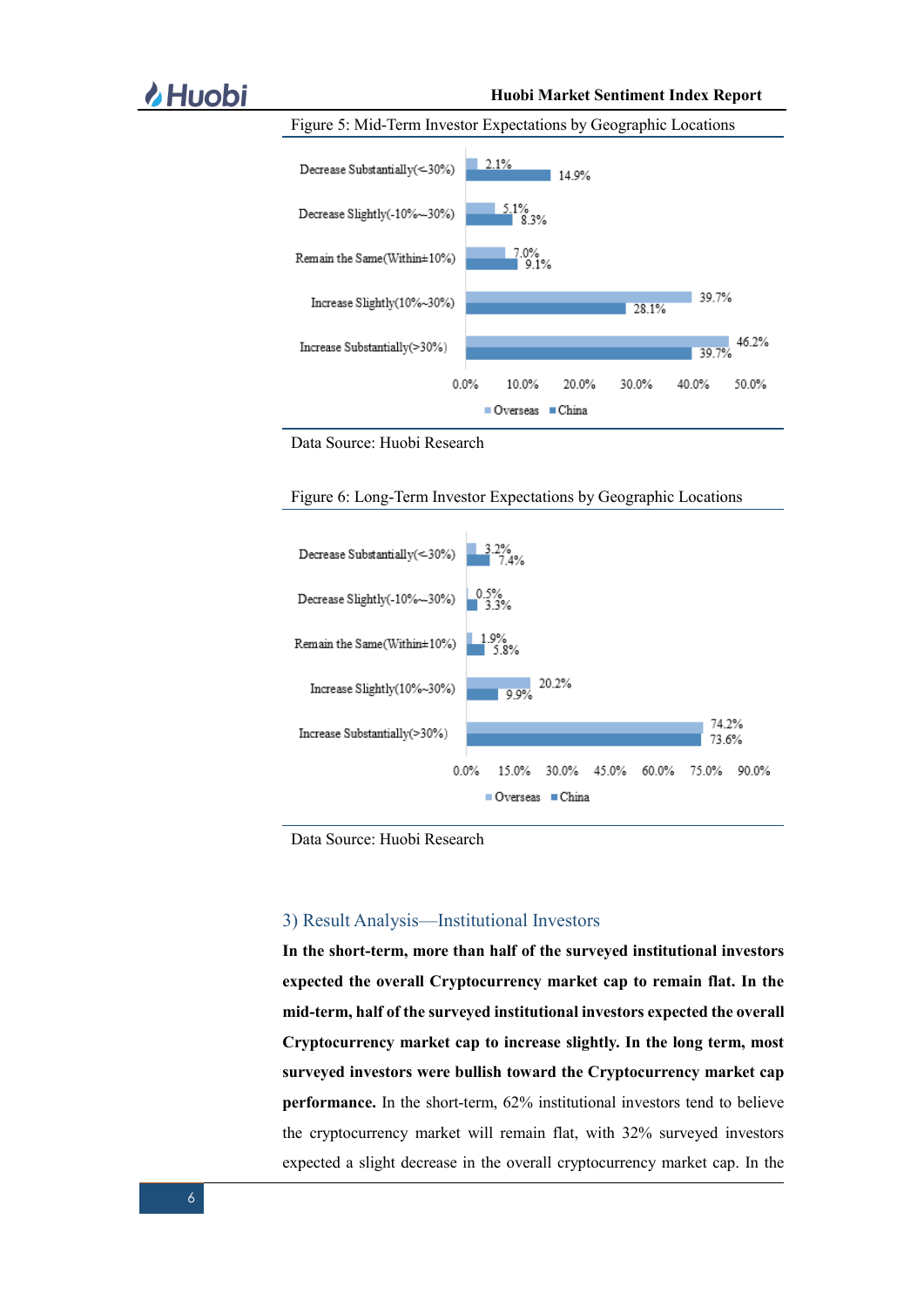Figure 5: Mid-Term Investor Expectations by Geographic Locations

| | Overseas | China |
|---|---|---|
| Decrease Substantially(<-30%) | 2.1% | 14.9% |
| Decrease Slightly(-10%~-30%) | 5.1% | 8.3% |
| Remain the Same(Within±10%) | 7.0% | 9.1% |
| Increase Slightly(10%~30%) | 39.7% | 28.1% |
| Increase Substantially(>30%) | 46.2% | 39.7% |

Data Source: Huobi Research

Figure 6: Long-Term Investor Expectations by Geographic Locations

| | Overseas | China |
|---|---|---|
| Decrease Substantially(<-30%) | 3.2% | 7.4% |
| Decrease Slightly(-10%~-30%) | 0.5% | 3.3% |
| Remain the Same(Within±10%) | 1.9% | 5.8% |
| Increase Slightly(10%~30%) | 20.2% | 9.9% |
| Increase Substantially(>30%) | 74.2% | 73.6% |

Data Source: Huobi Research

### 3) Result Analysis—Institutional Investors

**In the short-term, more than half of the surveyed institutional investors expected the overall Cryptocurrency market cap to remain flat. In the mid-term, half of the surveyed institutional investors expected the overall Cryptocurrency market cap to increase slightly. In the long term, most surveyed investors were bullish toward the Cryptocurrency market cap performance.** In the short-term, 62% institutional investors tend to believe the cryptocurrency market will remain flat, with 32% surveyed investors expected a slight decrease in the overall cryptocurrency market cap. In the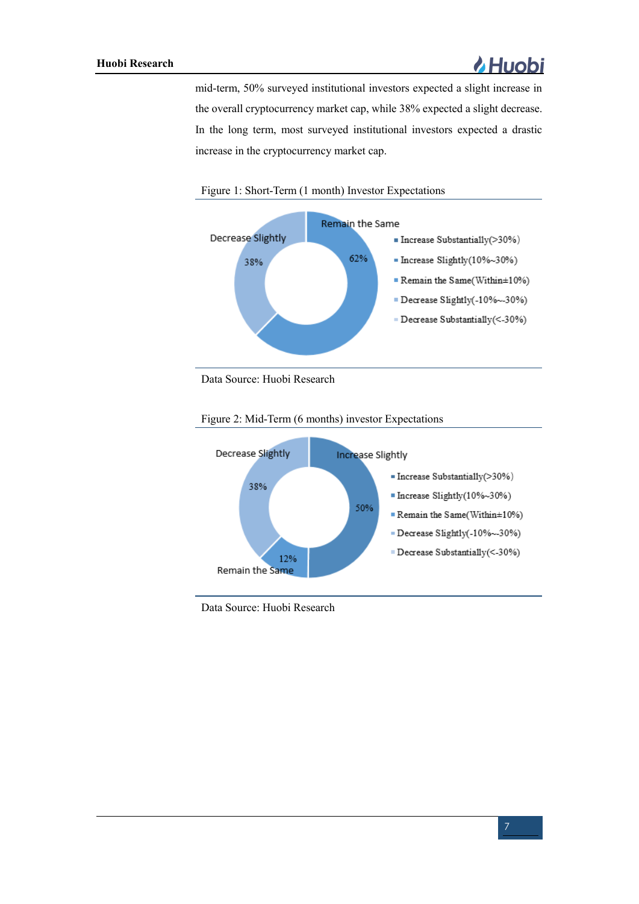mid-term, 50% surveyed institutional investors expected a slight increase in the overall cryptocurrency market cap, while 38% expected a slight decrease. In the long term, most surveyed institutional investors expected a drastic increase in the cryptocurrency market cap.

Figure 1: Short-Term (1 month) Investor Expectations

Data Source: Huobi Research

Figure 2: Mid-Term (6 months) investor Expectations

Data Source: Huobi Research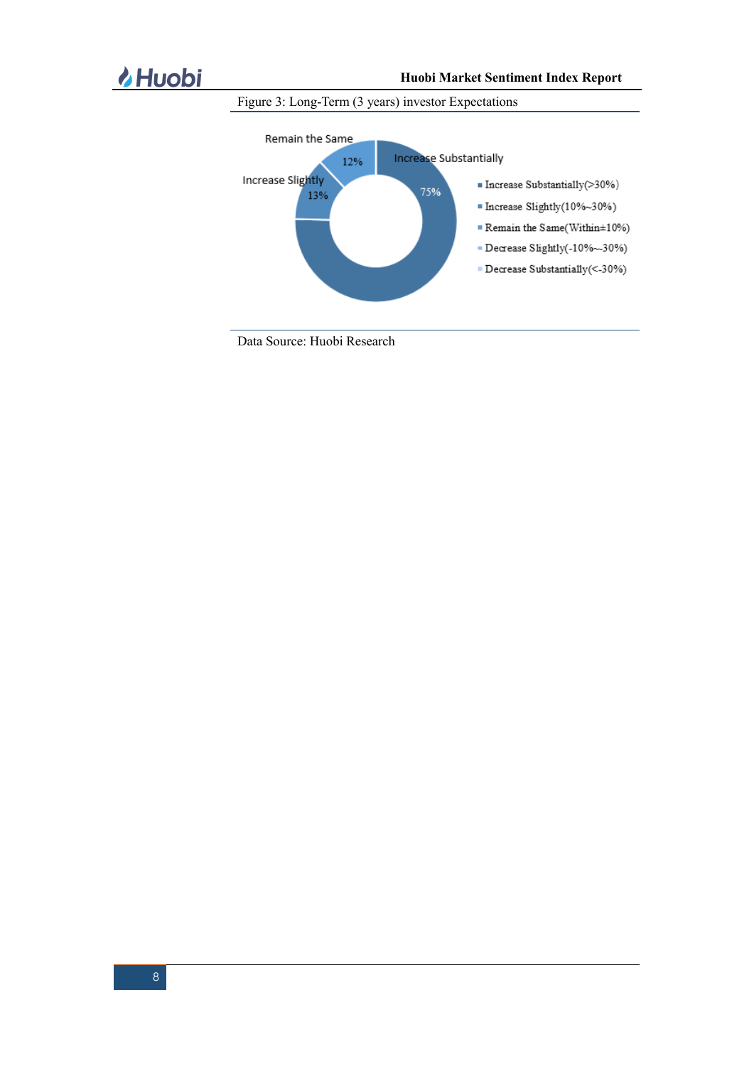Figure 3: Long-Term (3 years) investor Expectations

Data Source: Huobi Research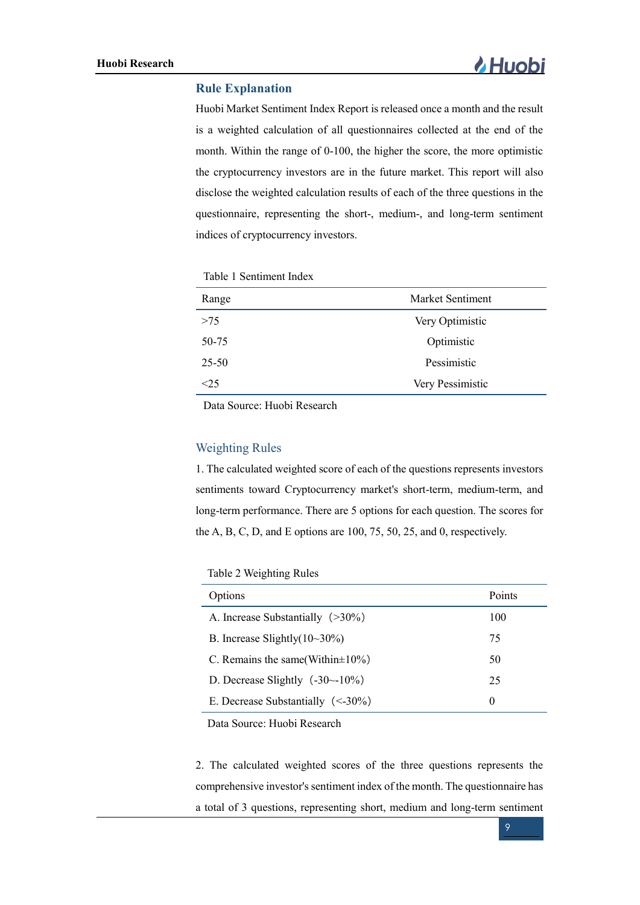## Rule Explanation

Huobi Market Sentiment Index Report is released once a month and the result is a weighted calculation of all questionnaires collected at the end of the month. Within the range of 0-100, the higher the score, the more optimistic the cryptocurrency investors are in the future market. This report will also disclose the weighted calculation results of each of the three questions in the questionnaire, representing the short-, medium-, and long-term sentiment indices of cryptocurrency investors.

Table 1 Sentiment Index

| Range | Market Sentiment |
|---|---|
| >75 | Very Optimistic |
| 50-75 | Optimistic |
| 25-50 | Pessimistic |
| <25 | Very Pessimistic |

Data Source: Huobi Research

### Weighting Rules

1. The calculated weighted score of each of the questions represents investors sentiments toward Cryptocurrency market's short-term, medium-term, and long-term performance. There are 5 options for each question. The scores for the A, B, C, D, and E options are 100, 75, 50, 25, and 0, respectively.

Table 2 Weighting Rules

| Options | Points |
|---|---|
| A. Increase Substantially（>30%） | 100 |
| B. Increase Slightly(10~30%) | 75 |
| C. Remains the same(Within±10%) | 50 |
| D. Decrease Slightly（-30~-10%） | 25 |
| E. Decrease Substantially（<-30%） | 0 |

Data Source: Huobi Research

2. The calculated weighted scores of the three questions represents the comprehensive investor's sentiment index of the month. The questionnaire has a total of 3 questions, representing short, medium and long-term sentiment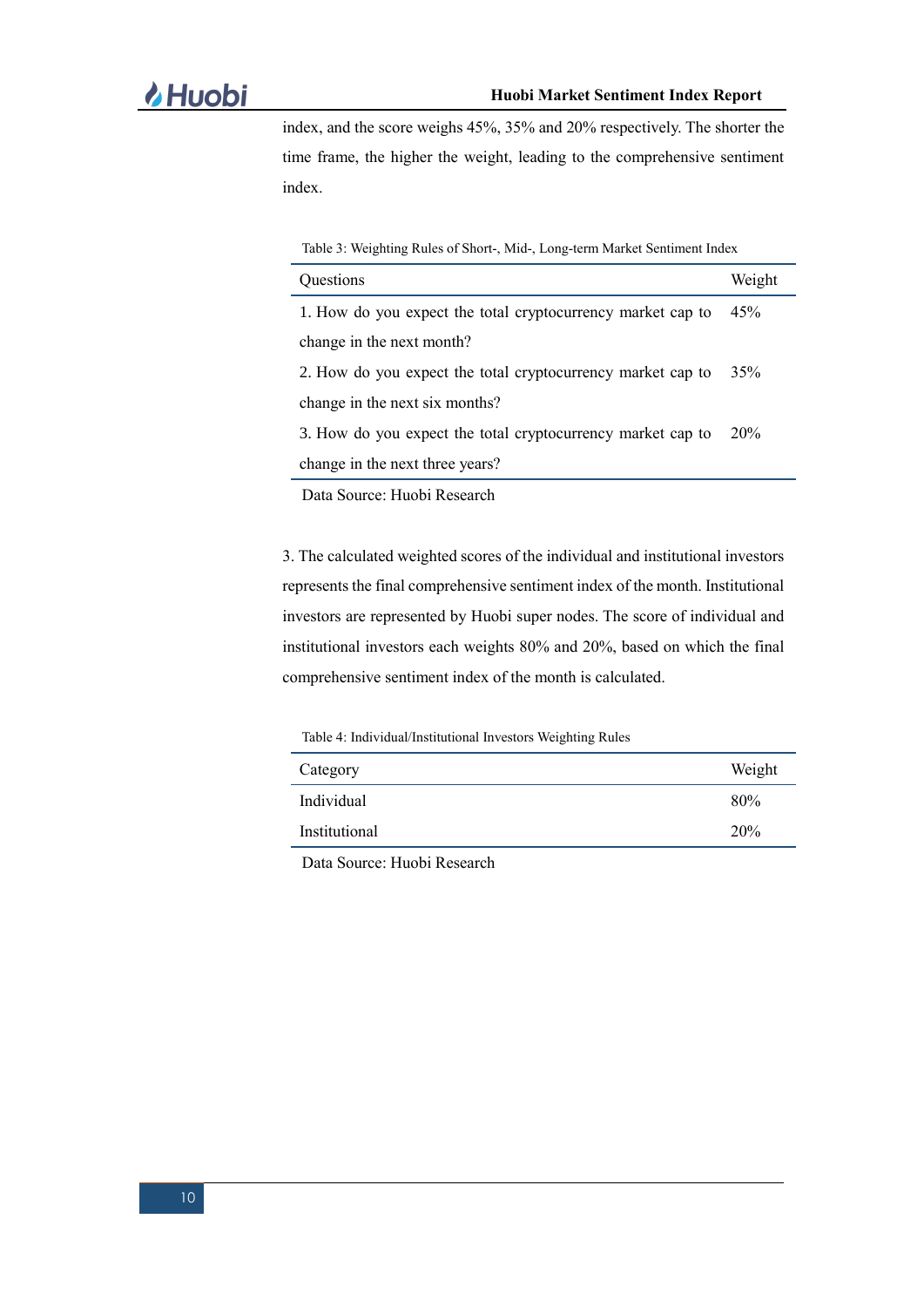index, and the score weighs 45%, 35% and 20% respectively. The shorter the time frame, the higher the weight, leading to the comprehensive sentiment index.

Table 3: Weighting Rules of Short-, Mid-, Long-term Market Sentiment Index

| Questions | Weight |
|---|---|
| 1. How do you expect the total cryptocurrency market cap to change in the next month? | 45% |
| 2. How do you expect the total cryptocurrency market cap to change in the next six months? | 35% |
| 3. How do you expect the total cryptocurrency market cap to change in the next three years? | 20% |

Data Source: Huobi Research

3. The calculated weighted scores of the individual and institutional investors represents the final comprehensive sentiment index of the month. Institutional investors are represented by Huobi super nodes. The score of individual and institutional investors each weights 80% and 20%, based on which the final comprehensive sentiment index of the month is calculated.

Table 4: Individual/Institutional Investors Weighting Rules

| Category | Weight |
|---|---|
| Individual | 80% |
| Institutional | 20% |

Data Source: Huobi Research